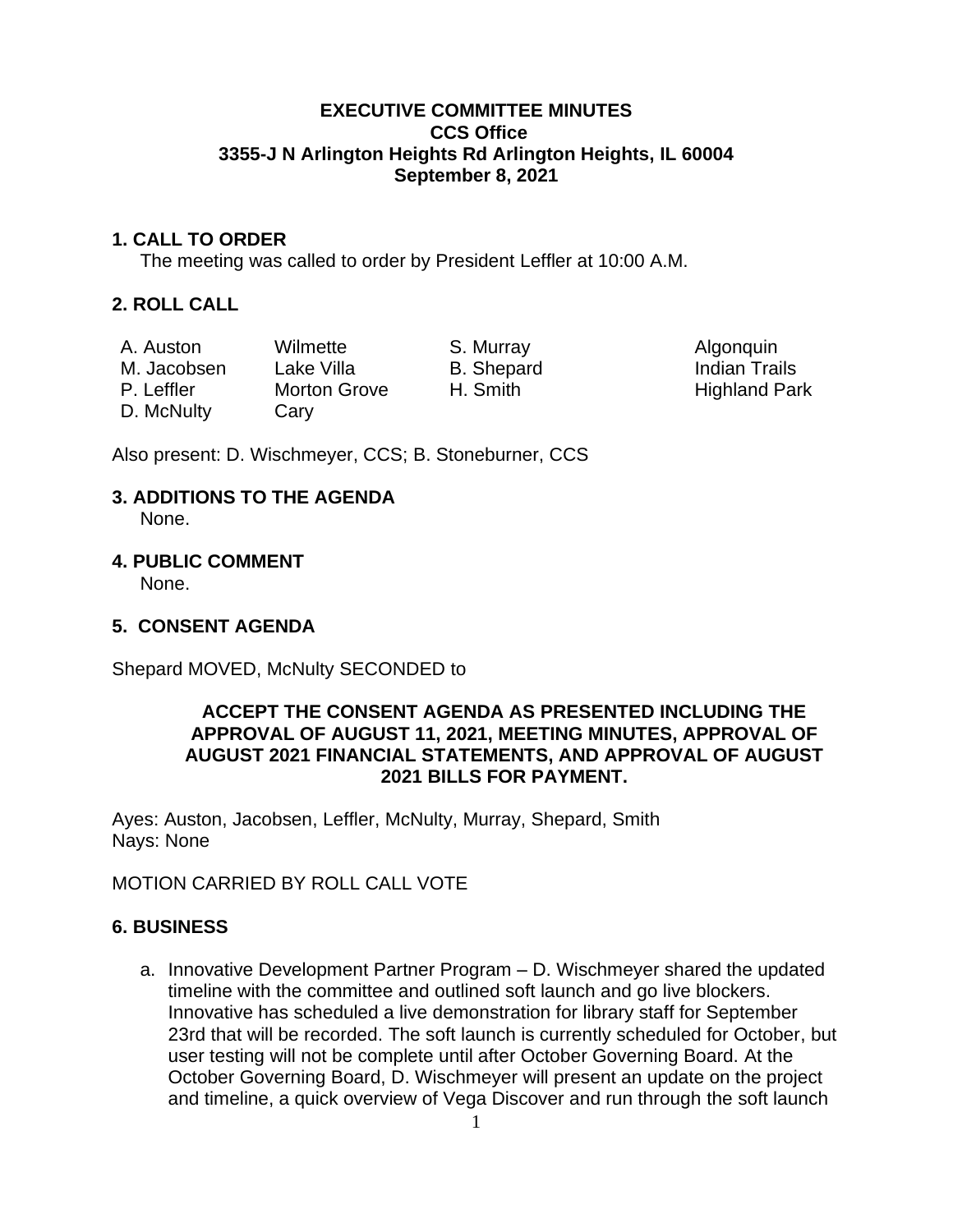# EXECUTIVE COMMITTEE MINUTES
## CCS Office
## 3355-J N Arlington Heights Rd Arlington Heights, IL 60004
## September 8, 2021

## 1. CALL TO ORDER

The meeting was called to order by President Leffler at 10:00 A.M.

## 2. ROLL CALL

| | | | |
|---|---|---|---|
| A. Auston | Wilmette | S. Murray | Algonquin |
| M. Jacobsen | Lake Villa | B. Shepard | Indian Trails |
| P. Leffler | Morton Grove | H. Smith | Highland Park |
| D. McNulty | Cary | | |

Also present: D. Wischmeyer, CCS; B. Stoneburner, CCS

## 3. ADDITIONS TO THE AGENDA

None.

## 4. PUBLIC COMMENT

None.

## 5. CONSENT AGENDA

Shepard MOVED, McNulty SECONDED to

**ACCEPT THE CONSENT AGENDA AS PRESENTED INCLUDING THE APPROVAL OF AUGUST 11, 2021, MEETING MINUTES, APPROVAL OF AUGUST 2021 FINANCIAL STATEMENTS, AND APPROVAL OF AUGUST 2021 BILLS FOR PAYMENT.**

Ayes: Auston, Jacobsen, Leffler, McNulty, Murray, Shepard, Smith
Nays: None

MOTION CARRIED BY ROLL CALL VOTE

## 6. BUSINESS

a. Innovative Development Partner Program – D. Wischmeyer shared the updated timeline with the committee and outlined soft launch and go live blockers. Innovative has scheduled a live demonstration for library staff for September 23rd that will be recorded. The soft launch is currently scheduled for October, but user testing will not be complete until after October Governing Board. At the October Governing Board, D. Wischmeyer will present an update on the project and timeline, a quick overview of Vega Discover and run through the soft launch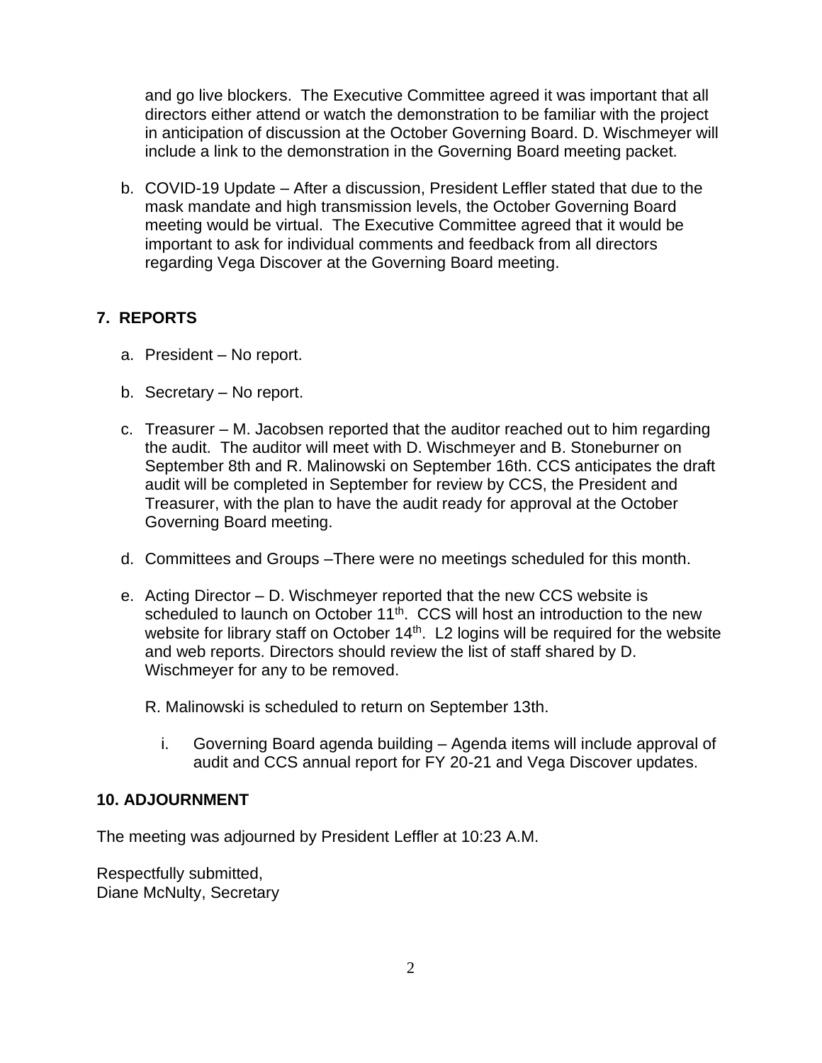and go live blockers. The Executive Committee agreed it was important that all directors either attend or watch the demonstration to be familiar with the project in anticipation of discussion at the October Governing Board. D. Wischmeyer will include a link to the demonstration in the Governing Board meeting packet.

b. COVID-19 Update – After a discussion, President Leffler stated that due to the mask mandate and high transmission levels, the October Governing Board meeting would be virtual. The Executive Committee agreed that it would be important to ask for individual comments and feedback from all directors regarding Vega Discover at the Governing Board meeting.

## 7. REPORTS

a. President – No report.

b. Secretary – No report.

c. Treasurer – M. Jacobsen reported that the auditor reached out to him regarding the audit. The auditor will meet with D. Wischmeyer and B. Stoneburner on September 8th and R. Malinowski on September 16th. CCS anticipates the draft audit will be completed in September for review by CCS, the President and Treasurer, with the plan to have the audit ready for approval at the October Governing Board meeting.

d. Committees and Groups –There were no meetings scheduled for this month.

e. Acting Director – D. Wischmeyer reported that the new CCS website is scheduled to launch on October 11th. CCS will host an introduction to the new website for library staff on October 14th. L2 logins will be required for the website and web reports. Directors should review the list of staff shared by D. Wischmeyer for any to be removed.

   R. Malinowski is scheduled to return on September 13th.

   i. Governing Board agenda building – Agenda items will include approval of audit and CCS annual report for FY 20-21 and Vega Discover updates.

## 10. ADJOURNMENT

The meeting was adjourned by President Leffler at 10:23 A.M.

Respectfully submitted,
Diane McNulty, Secretary